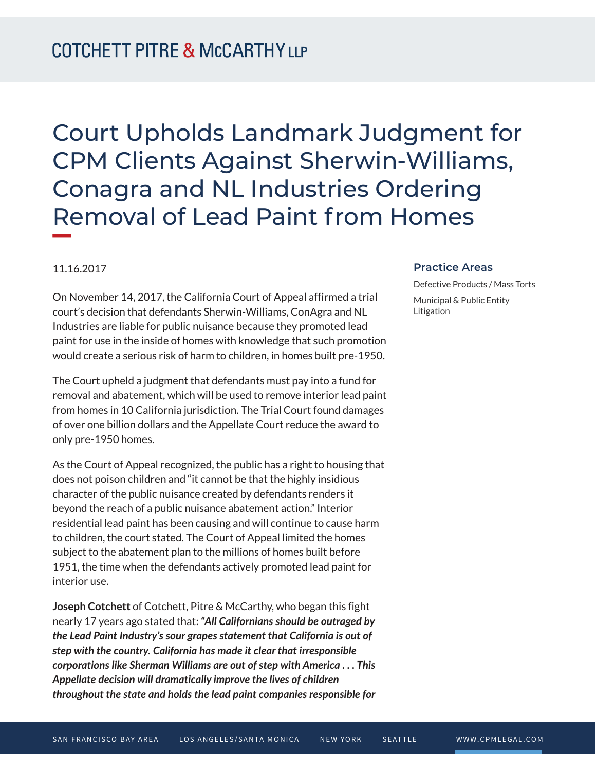# Court Upholds Landmark Judgment for CPM Clients Against Sherwin-Williams, Conagra and NL Industries Ordering Removal of Lead Paint from Homes

11.16.2017

On November 14, 2017, the California Court of Appeal affirmed a trial court's decision that defendants Sherwin-Williams, ConAgra and NL Industries are liable for public nuisance because they promoted lead paint for use in the inside of homes with knowledge that such promotion would create a serious risk of harm to children, in homes built pre-1950.

The Court upheld a judgment that defendants must pay into a fund for removal and abatement, which will be used to remove interior lead paint from homes in 10 California jurisdiction. The Trial Court found damages of over one billion dollars and the Appellate Court reduce the award to only pre-1950 homes.

As the Court of Appeal recognized, the public has a right to housing that does not poison children and "it cannot be that the highly insidious character of the public nuisance created by defendants renders it beyond the reach of a public nuisance abatement action." Interior residential lead paint has been causing and will continue to cause harm to children, the court stated. The Court of Appeal limited the homes subject to the abatement plan to the millions of homes built before 1951, the time when the defendants actively promoted lead paint for interior use.

**Joseph Cotchett** of Cotchett, Pitre & McCarthy, who began this fight nearly 17 years ago stated that: ***"All Californians should be outraged by the Lead Paint Industry's sour grapes statement that California is out of step with the country. California has made it clear that irresponsible corporations like Sherman Williams are out of step with America . . . This Appellate decision will dramatically improve the lives of children throughout the state and holds the lead paint companies responsible for***

## Practice Areas

Defective Products / Mass Torts

Municipal & Public Entity Litigation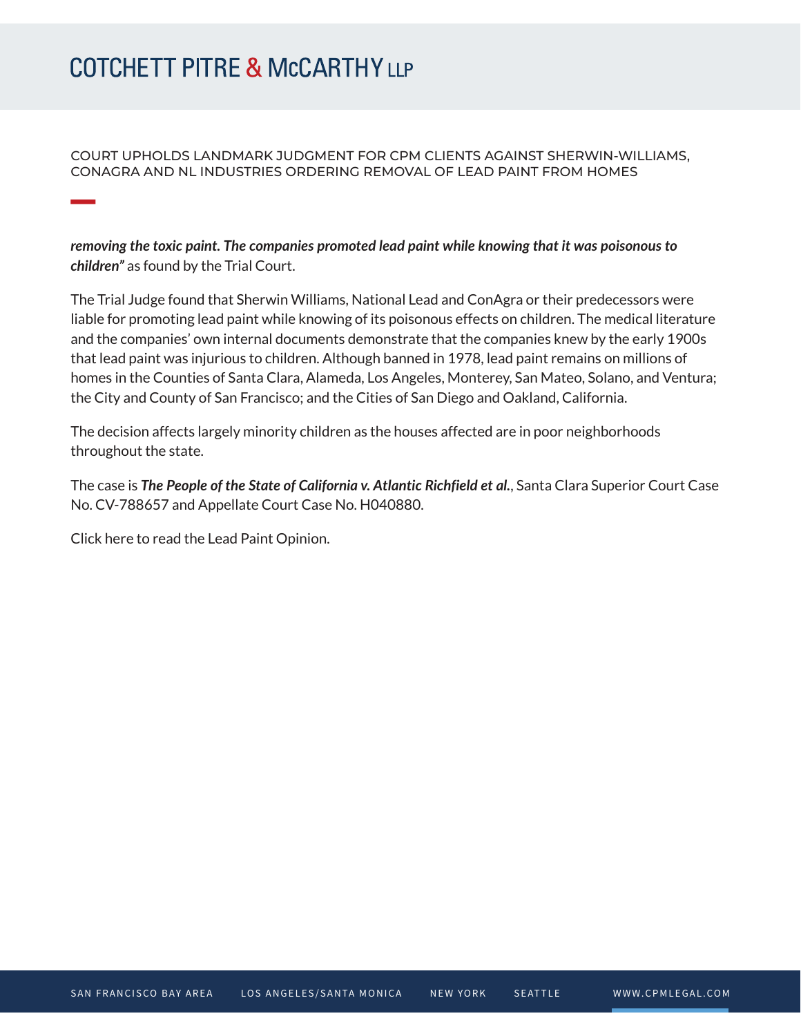***removing the toxic paint. The companies promoted lead paint while knowing that it was poisonous to children"*** as found by the Trial Court.

The Trial Judge found that Sherwin Williams, National Lead and ConAgra or their predecessors were liable for promoting lead paint while knowing of its poisonous effects on children. The medical literature and the companies' own internal documents demonstrate that the companies knew by the early 1900s that lead paint was injurious to children. Although banned in 1978, lead paint remains on millions of homes in the Counties of Santa Clara, Alameda, Los Angeles, Monterey, San Mateo, Solano, and Ventura; the City and County of San Francisco; and the Cities of San Diego and Oakland, California.

The decision affects largely minority children as the houses affected are in poor neighborhoods throughout the state.

The case is ***The People of the State of California v. Atlantic Richfield et al.***, Santa Clara Superior Court Case No. CV-788657 and Appellate Court Case No. H040880.

Click here to read the Lead Paint Opinion.